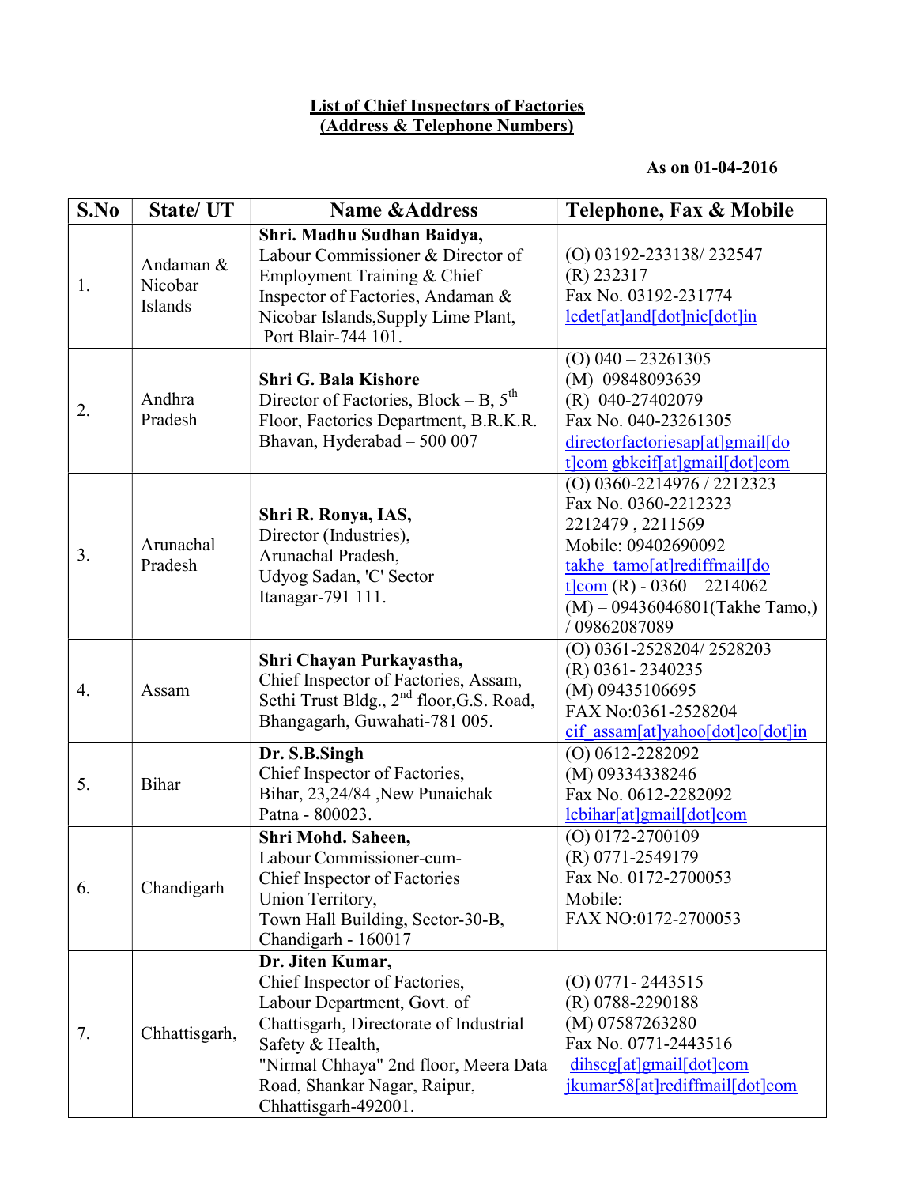# List of Chief Inspectors of Factories
# (Address & Telephone Numbers)

**As on 01-04-2016**

| S.No | State/ UT | Name &Address | Telephone, Fax & Mobile |
|---|---|---|---|
| 1. | Andaman & Nicobar Islands | **Shri. Madhu Sudhan Baidya,** Labour Commissioner & Director of Employment Training & Chief Inspector of Factories, Andaman & Nicobar Islands,Supply Lime Plant, Port Blair-744 101. | (O) 03192-233138/ 232547 (R) 232317 Fax No. 03192-231774 lcdet[at]and[dot]nic[dot]in |
| 2. | Andhra Pradesh | **Shri G. Bala Kishore** Director of Factories, Block – B, 5th Floor, Factories Department, B.R.K.R. Bhavan, Hyderabad – 500 007 | (O) 040 – 23261305 (M) 09848093639 (R) 040-27402079 Fax No. 040-23261305 directorfactoriesap[at]gmail[dot]com gbkcif[at]gmail[dot]com |
| 3. | Arunachal Pradesh | **Shri R. Ronya, IAS,** Director (Industries), Arunachal Pradesh, Udyog Sadan, 'C' Sector Itanagar-791 111. | (O) 0360-2214976 / 2212323 Fax No. 0360-2212323 2212479 , 2211569 Mobile: 09402690092 takhe_tamo[at]rediffmail[dot]com (R) - 0360 – 2214062 (M) – 09436046801(Takhe Tamo,) / 09862087089 |
| 4. | Assam | **Shri Chayan Purkayastha,** Chief Inspector of Factories, Assam, Sethi Trust Bldg., 2nd floor,G.S. Road, Bhangagarh, Guwahati-781 005. | (O) 0361-2528204/ 2528203 (R) 0361- 2340235 (M) 09435106695 FAX No:0361-2528204 cif_assam[at]yahoo[dot]co[dot]in |
| 5. | Bihar | **Dr. S.B.Singh** Chief Inspector of Factories, Bihar, 23,24/84 ,New Punaichak Patna - 800023. | (O) 0612-2282092 (M) 09334338246 Fax No. 0612-2282092 lcbihar[at]gmail[dot]com |
| 6. | Chandigarh | **Shri Mohd. Saheen,** Labour Commissioner-cum-Chief Inspector of Factories Union Territory, Town Hall Building, Sector-30-B, Chandigarh - 160017 | (O) 0172-2700109 (R) 0771-2549179 Fax No. 0172-2700053 Mobile: FAX NO:0172-2700053 |
| 7. | Chhattisgarh, | **Dr. Jiten Kumar,** Chief Inspector of Factories, Labour Department, Govt. of Chattisgarh, Directorate of Industrial Safety & Health, "Nirmal Chhaya" 2nd floor, Meera Data Road, Shankar Nagar, Raipur, Chhattisgarh-492001. | (O) 0771- 2443515 (R) 0788-2290188 (M) 07587263280 Fax No. 0771-2443516 dihscg[at]gmail[dot]com jkumar58[at]rediffmail[dot]com |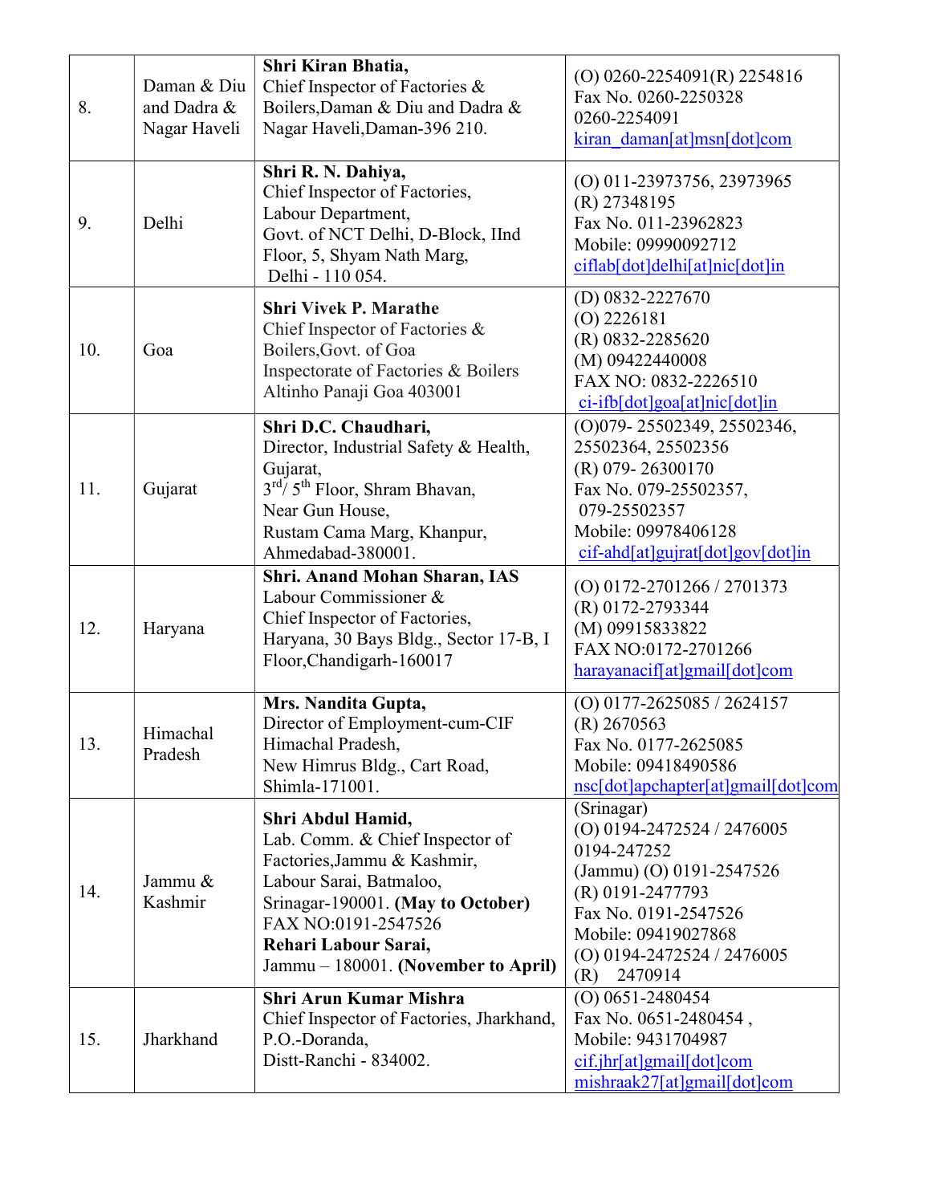| 8. | Daman & Diu and Dadra & Nagar Haveli | **Shri Kiran Bhatia,**<br>Chief Inspector of Factories & Boilers,Daman & Diu and Dadra & Nagar Haveli,Daman-396 210. | (O) 0260-2254091(R) 2254816<br>Fax No. 0260-2250328<br>0260-2254091<br>kiran_daman[at]msn[dot]com |
|---|---|---|---|
| 9. | Delhi | **Shri R. N. Dahiya,**<br>Chief Inspector of Factories,<br>Labour Department,<br>Govt. of NCT Delhi, D-Block, IInd Floor, 5, Shyam Nath Marg,<br>Delhi - 110 054. | (O) 011-23973756, 23973965<br>(R) 27348195<br>Fax No. 011-23962823<br>Mobile: 09990092712<br>ciflab[dot]delhi[at]nic[dot]in |
| 10. | Goa | **Shri Vivek P. Marathe**<br>Chief Inspector of Factories & Boilers,Govt. of Goa<br>Inspectorate of Factories & Boilers<br>Altinho Panaji Goa 403001 | (D) 0832-2227670<br>(O) 2226181<br>(R) 0832-2285620<br>(M) 09422440008<br>FAX NO: 0832-2226510<br>ci-ifb[dot]goa[at]nic[dot]in |
| 11. | Gujarat | **Shri D.C. Chaudhari,**<br>Director, Industrial Safety & Health, Gujarat,<br>3rd/ 5th Floor, Shram Bhavan,<br>Near Gun House,<br>Rustam Cama Marg, Khanpur,<br>Ahmedabad-380001. | (O)079- 25502349, 25502346, 25502364, 25502356<br>(R) 079- 26300170<br>Fax No. 079-25502357,<br>079-25502357<br>Mobile: 09978406128<br>cif-ahd[at]gujrat[dot]gov[dot]in |
| 12. | Haryana | **Shri. Anand Mohan Sharan, IAS**<br>Labour Commissioner &<br>Chief Inspector of Factories,<br>Haryana, 30 Bays Bldg., Sector 17-B, I Floor,Chandigarh-160017 | (O) 0172-2701266 / 2701373<br>(R) 0172-2793344<br>(M) 09915833822<br>FAX NO:0172-2701266<br>harayanacif[at]gmail[dot]com |
| 13. | Himachal Pradesh | **Mrs. Nandita Gupta,**<br>Director of Employment-cum-CIF<br>Himachal Pradesh,<br>New Himrus Bldg., Cart Road,<br>Shimla-171001. | (O) 0177-2625085 / 2624157<br>(R) 2670563<br>Fax No. 0177-2625085<br>Mobile: 09418490586<br>nsc[dot]apchapter[at]gmail[dot]com |
| 14. | Jammu & Kashmir | **Shri Abdul Hamid,**<br>Lab. Comm. & Chief Inspector of Factories,Jammu & Kashmir,<br>Labour Sarai, Batmaloo,<br>Srinagar-190001. **(May to October)**<br>FAX NO:0191-2547526<br>**Rehari Labour Sarai,**<br>Jammu – 180001. **(November to April)** | (Srinagar)<br>(O) 0194-2472524 / 2476005<br>0194-247252<br>(Jammu) (O) 0191-2547526<br>(R) 0191-2477793<br>Fax No. 0191-2547526<br>Mobile: 09419027868<br>(O) 0194-2472524 / 2476005<br>(R) 2470914 |
| 15. | Jharkhand | **Shri Arun Kumar Mishra**<br>Chief Inspector of Factories, Jharkhand,<br>P.O.-Doranda,<br>Distt-Ranchi - 834002. | (O) 0651-2480454<br>Fax No. 0651-2480454 ,<br>Mobile: 9431704987<br>cif.jhr[at]gmail[dot]com<br>mishraak27[at]gmail[dot]com |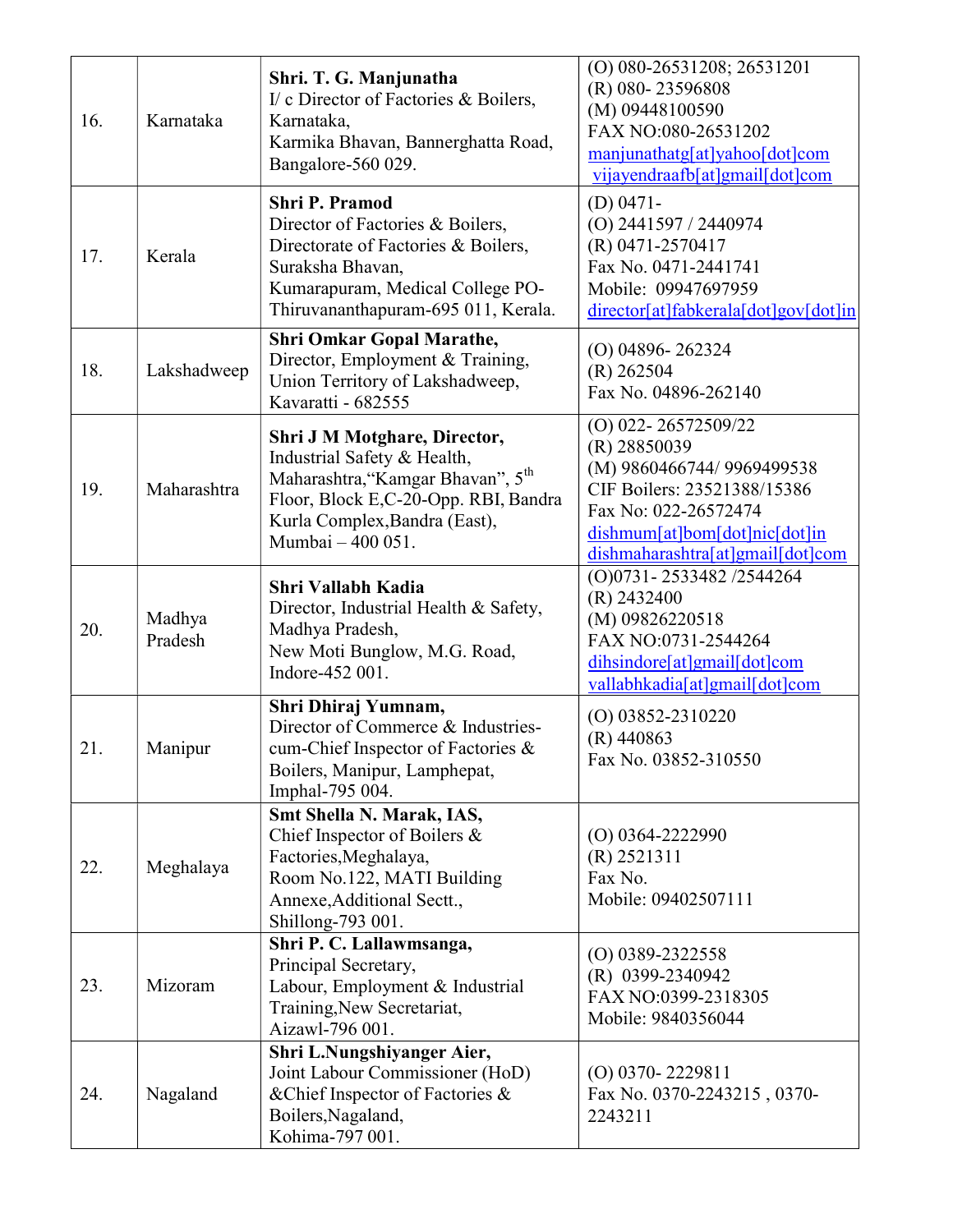| 16. | Karnataka | **Shri. T. G. Manjunatha**<br>I/ c Director of Factories & Boilers, Karnataka,<br>Karmika Bhavan, Bannerghatta Road, Bangalore-560 029. | (O) 080-26531208; 26531201<br>(R) 080- 23596808<br>(M) 09448100590<br>FAX NO:080-26531202<br>manjunathatg[at]yahoo[dot]com<br>vijayendraafb[at]gmail[dot]com |
|---|---|---|---|
| 17. | Kerala | **Shri P. Pramod**<br>Director of Factories & Boilers,<br>Directorate of Factories & Boilers,<br>Suraksha Bhavan,<br>Kumarapuram, Medical College PO-Thiruvananthapuram-695 011, Kerala. | (D) 0471-<br>(O) 2441597 / 2440974<br>(R) 0471-2570417<br>Fax No. 0471-2441741<br>Mobile: 09947697959<br>director[at]fabkerala[dot]gov[dot]in |
| 18. | Lakshadweep | **Shri Omkar Gopal Marathe,**<br>Director, Employment & Training,<br>Union Territory of Lakshadweep,<br>Kavaratti - 682555 | (O) 04896- 262324<br>(R) 262504<br>Fax No. 04896-262140 |
| 19. | Maharashtra | **Shri J M Motghare, Director,**<br>Industrial Safety & Health,<br>Maharashtra,"Kamgar Bhavan", 5th Floor, Block E,C-20-Opp. RBI, Bandra Kurla Complex,Bandra (East),<br>Mumbai – 400 051. | (O) 022- 26572509/22<br>(R) 28850039<br>(M) 9860466744/ 9969499538<br>CIF Boilers: 23521388/15386<br>Fax No: 022-26572474<br>dishmum[at]bom[dot]nic[dot]in<br>dishmaharashtra[at]gmail[dot]com |
| 20. | Madhya Pradesh | **Shri Vallabh Kadia**<br>Director, Industrial Health & Safety,<br>Madhya Pradesh,<br>New Moti Bunglow, M.G. Road,<br>Indore-452 001. | (O)0731- 2533482 /2544264<br>(R) 2432400<br>(M) 09826220518<br>FAX NO:0731-2544264<br>dihsindore[at]gmail[dot]com<br>vallabhkadia[at]gmail[dot]com |
| 21. | Manipur | **Shri Dhiraj Yumnam,**<br>Director of Commerce & Industries-cum-Chief Inspector of Factories & Boilers, Manipur, Lamphepat,<br>Imphal-795 004. | (O) 03852-2310220<br>(R) 440863<br>Fax No. 03852-310550 |
| 22. | Meghalaya | **Smt Shella N. Marak, IAS,**<br>Chief Inspector of Boilers & Factories,Meghalaya,<br>Room No.122, MATI Building Annexe,Additional Sectt.,<br>Shillong-793 001. | (O) 0364-2222990<br>(R) 2521311<br>Fax No.<br>Mobile: 09402507111 |
| 23. | Mizoram | **Shri P. C. Lallawmsanga,**<br>Principal Secretary,<br>Labour, Employment & Industrial Training,New Secretariat,<br>Aizawl-796 001. | (O) 0389-2322558<br>(R) 0399-2340942<br>FAX NO:0399-2318305<br>Mobile: 9840356044 |
| 24. | Nagaland | **Shri L.Nungshiyanger Aier,**<br>Joint Labour Commissioner (HoD) &Chief Inspector of Factories & Boilers,Nagaland,<br>Kohima-797 001. | (O) 0370- 2229811<br>Fax No. 0370-2243215 , 0370-2243211 |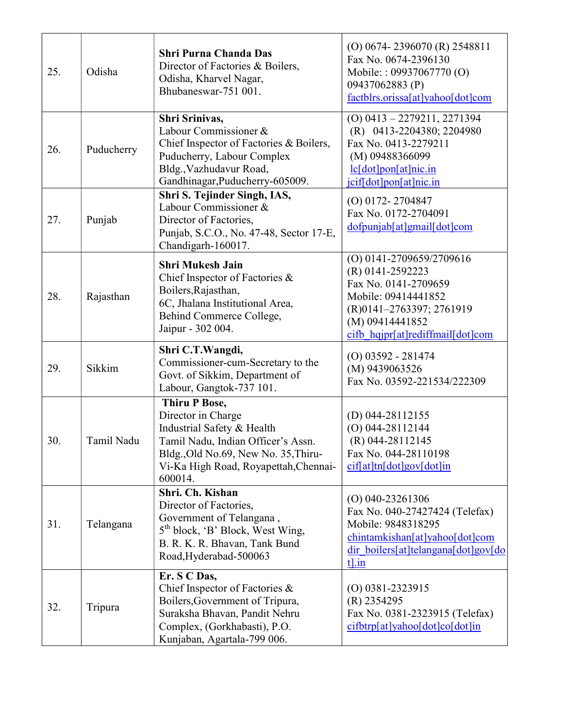| 25. | Odisha | **Shri Purna Chanda Das**<br>Director of Factories & Boilers,<br>Odisha, Kharvel Nagar,<br>Bhubaneswar-751 001. | (O) 0674- 2396070 (R) 2548811<br>Fax No. 0674-2396130<br>Mobile: : 09937067770 (O)<br>09437062883 (P)<br>factblrs.orissa[at]yahoo[dot]com |
|---|---|---|---|
| 26. | Puducherry | **Shri Srinivas,**<br>Labour Commissioner &<br>Chief Inspector of Factories & Boilers,<br>Puducherry, Labour Complex<br>Bldg.,Vazhudavur Road,<br>Gandhinagar,Puducherry-605009. | (O) 0413 – 2279211, 2271394<br>(R) 0413-2204380; 2204980<br>Fax No. 0413-2279211<br>(M) 09488366099<br>lc[dot]pon[at]nic.in<br>jcif[dot]pon[at]nic.in |
| 27. | Punjab | **Shri S. Tejinder Singh, IAS,**<br>Labour Commissioner &<br>Director of Factories,<br>Punjab, S.C.O., No. 47-48, Sector 17-E,<br>Chandigarh-160017. | (O) 0172- 2704847<br>Fax No. 0172-2704091<br>dofpunjab[at]gmail[dot]com |
| 28. | Rajasthan | **Shri Mukesh Jain**<br>Chief Inspector of Factories &<br>Boilers,Rajasthan,<br>6C, Jhalana Institutional Area,<br>Behind Commerce College,<br>Jaipur - 302 004. | (O) 0141-2709659/2709616<br>(R) 0141-2592223<br>Fax No. 0141-2709659<br>Mobile: 09414441852<br>(R)0141–2763397; 2761919<br>(M) 09414441852<br>cifb_hqjpr[at]rediffmail[dot]com |
| 29. | Sikkim | **Shri C.T.Wangdi,**<br>Commissioner-cum-Secretary to the<br>Govt. of Sikkim, Department of<br>Labour, Gangtok-737 101. | (O) 03592 - 281474<br>(M) 9439063526<br>Fax No. 03592-221534/222309 |
| 30. | Tamil Nadu | **Thiru P Bose,**<br>Director in Charge<br>Industrial Safety & Health<br>Tamil Nadu, Indian Officer's Assn.<br>Bldg.,Old No.69, New No. 35,Thiru-<br>Vi-Ka High Road, Royapettah,Chennai-<br>600014. | (D) 044-28112155<br>(O) 044-28112144<br>(R) 044-28112145<br>Fax No. 044-28110198<br>cif[at]tn[dot]gov[dot]in |
| 31. | Telangana | **Shri. Ch. Kishan**<br>Director of Factories,<br>Government of Telangana ,<br>5th block, 'B' Block, West Wing,<br>B. R. K. R. Bhavan, Tank Bund<br>Road,Hyderabad-500063 | (O) 040-23261306<br>Fax No. 040-27427424 (Telefax)<br>Mobile: 9848318295<br>chintamkishan[at]yahoo[dot]com<br>dir_boilers[at]telangana[dot]gov[dot].in |
| 32. | Tripura | **Er. S C Das,**<br>Chief Inspector of Factories &<br>Boilers,Government of Tripura,<br>Suraksha Bhavan, Pandit Nehru<br>Complex, (Gorkhabasti), P.O.<br>Kunjaban, Agartala-799 006. | (O) 0381-2323915<br>(R) 2354295<br>Fax No. 0381-2323915 (Telefax)<br>cifbtrp[at]yahoo[dot]co[dot]in |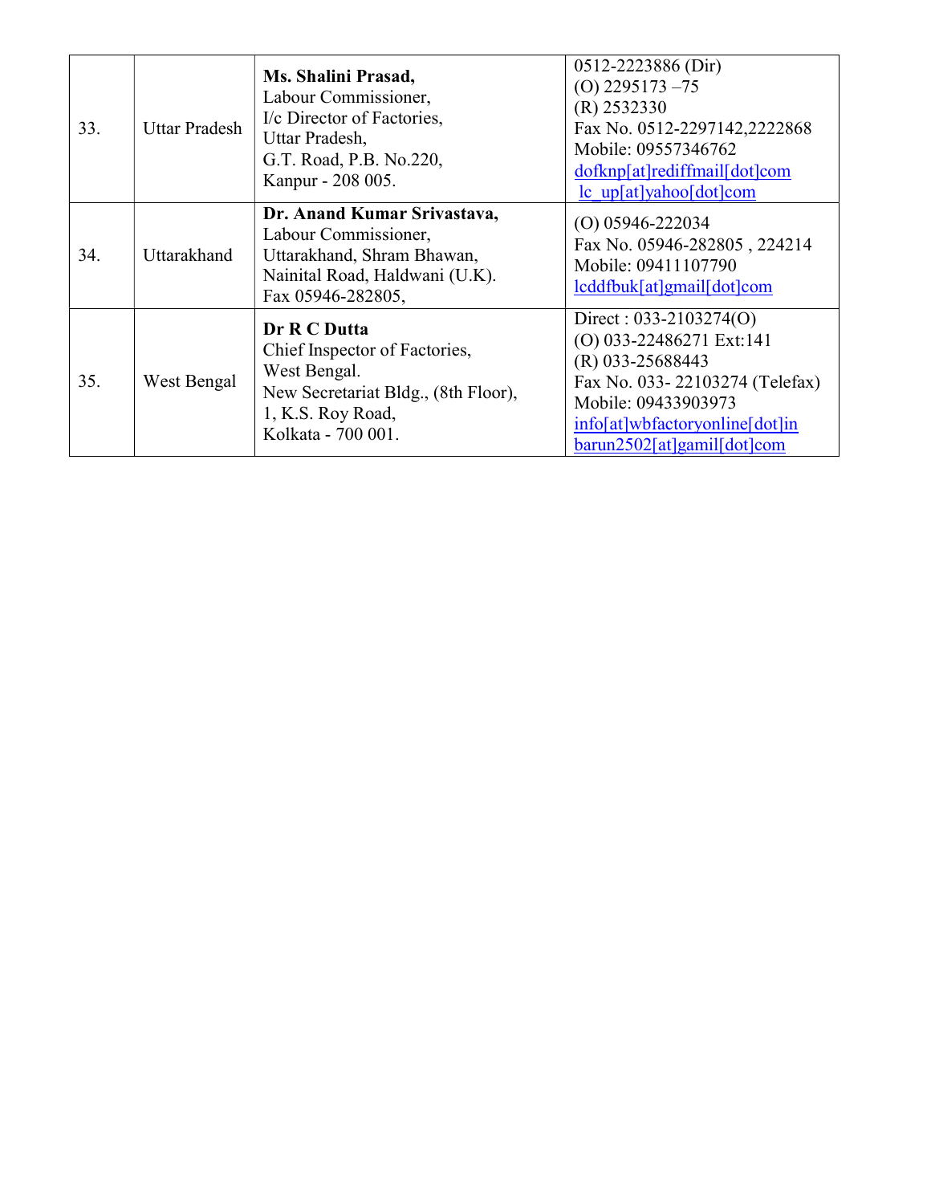| | | | |
|---|---|---|---|
| 33. | Uttar Pradesh | **Ms. Shalini Prasad,**<br>Labour Commissioner,<br>I/c Director of Factories,<br>Uttar Pradesh,<br>G.T. Road, P.B. No.220,<br>Kanpur - 208 005. | 0512-2223886 (Dir)<br>(O) 2295173 –75<br>(R) 2532330<br>Fax No. 0512-2297142,2222868<br>Mobile: 09557346762<br>dofknp[at]rediffmail[dot]com<br>lc_up[at]yahoo[dot]com |
| 34. | Uttarakhand | **Dr. Anand Kumar Srivastava,**<br>Labour Commissioner,<br>Uttarakhand, Shram Bhawan,<br>Nainital Road, Haldwani (U.K).<br>Fax 05946-282805, | (O) 05946-222034<br>Fax No. 05946-282805 , 224214<br>Mobile: 09411107790<br>lcddfbuk[at]gmail[dot]com |
| 35. | West Bengal | **Dr R C Dutta**<br>Chief Inspector of Factories,<br>West Bengal.<br>New Secretariat Bldg., (8th Floor),<br>1, K.S. Roy Road,<br>Kolkata - 700 001. | Direct : 033-2103274(O)<br>(O) 033-22486271 Ext:141<br>(R) 033-25688443<br>Fax No. 033- 22103274 (Telefax)<br>Mobile: 09433903973<br>info[at]wbfactoryonline[dot]in<br>barun2502[at]gamil[dot]com |